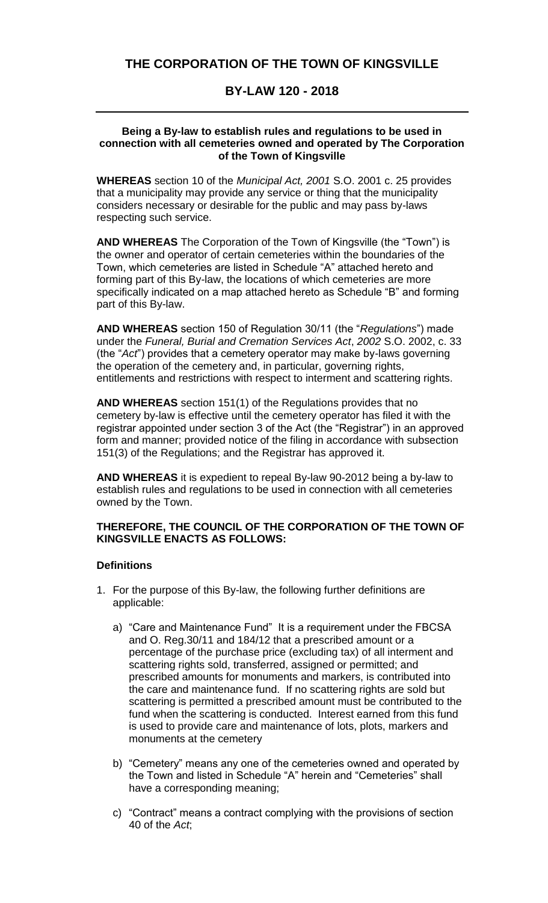# THE CORPORATION OF THE TOWN OF KINGSVILLE

## BY-LAW 120 - 2018

**Being a By-law to establish rules and regulations to be used in connection with all cemeteries owned and operated by The Corporation of the Town of Kingsville**

**WHEREAS** section 10 of the *Municipal Act, 2001* S.O. 2001 c. 25 provides that a municipality may provide any service or thing that the municipality considers necessary or desirable for the public and may pass by-laws respecting such service.

**AND WHEREAS** The Corporation of the Town of Kingsville (the "Town") is the owner and operator of certain cemeteries within the boundaries of the Town, which cemeteries are listed in Schedule "A" attached hereto and forming part of this By-law, the locations of which cemeteries are more specifically indicated on a map attached hereto as Schedule "B" and forming part of this By-law.

**AND WHEREAS** section 150 of Regulation 30/11 (the "*Regulations*") made under the *Funeral, Burial and Cremation Services Act*, *2002* S.O. 2002, c. 33 (the "*Act*") provides that a cemetery operator may make by-laws governing the operation of the cemetery and, in particular, governing rights, entitlements and restrictions with respect to interment and scattering rights.

**AND WHEREAS** section 151(1) of the Regulations provides that no cemetery by-law is effective until the cemetery operator has filed it with the registrar appointed under section 3 of the Act (the "Registrar") in an approved form and manner; provided notice of the filing in accordance with subsection 151(3) of the Regulations; and the Registrar has approved it.

**AND WHEREAS** it is expedient to repeal By-law 90-2012 being a by-law to establish rules and regulations to be used in connection with all cemeteries owned by the Town.

**THEREFORE, THE COUNCIL OF THE CORPORATION OF THE TOWN OF KINGSVILLE ENACTS AS FOLLOWS:**

**Definitions**

1. For the purpose of this By-law, the following further definitions are applicable:

   a) "Care and Maintenance Fund" It is a requirement under the FBCSA and O. Reg.30/11 and 184/12 that a prescribed amount or a percentage of the purchase price (excluding tax) of all interment and scattering rights sold, transferred, assigned or permitted; and prescribed amounts for monuments and markers, is contributed into the care and maintenance fund. If no scattering rights are sold but scattering is permitted a prescribed amount must be contributed to the fund when the scattering is conducted. Interest earned from this fund is used to provide care and maintenance of lots, plots, markers and monuments at the cemetery

   b) "Cemetery" means any one of the cemeteries owned and operated by the Town and listed in Schedule "A" herein and "Cemeteries" shall have a corresponding meaning;

   c) "Contract" means a contract complying with the provisions of section 40 of the *Act*;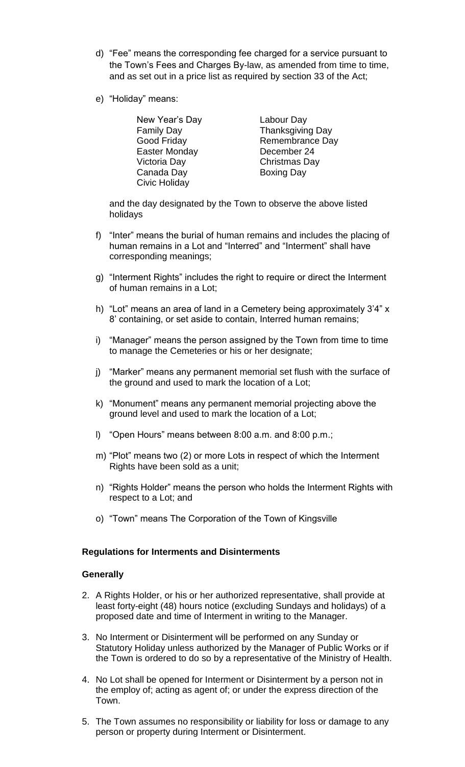d) "Fee" means the corresponding fee charged for a service pursuant to the Town's Fees and Charges By-law, as amended from time to time, and as set out in a price list as required by section 33 of the Act;

e) "Holiday" means:

| | |
|---|---|
| New Year's Day | Labour Day |
| Family Day | Thanksgiving Day |
| Good Friday | Remembrance Day |
| Easter Monday | December 24 |
| Victoria Day | Christmas Day |
| Canada Day | Boxing Day |
| Civic Holiday | |

and the day designated by the Town to observe the above listed holidays

f) "Inter" means the burial of human remains and includes the placing of human remains in a Lot and "Interred" and "Interment" shall have corresponding meanings;

g) "Interment Rights" includes the right to require or direct the Interment of human remains in a Lot;

h) "Lot" means an area of land in a Cemetery being approximately 3'4" x 8' containing, or set aside to contain, Interred human remains;

i) "Manager" means the person assigned by the Town from time to time to manage the Cemeteries or his or her designate;

j) "Marker" means any permanent memorial set flush with the surface of the ground and used to mark the location of a Lot;

k) "Monument" means any permanent memorial projecting above the ground level and used to mark the location of a Lot;

l) "Open Hours" means between 8:00 a.m. and 8:00 p.m.;

m) "Plot" means two (2) or more Lots in respect of which the Interment Rights have been sold as a unit;

n) "Rights Holder" means the person who holds the Interment Rights with respect to a Lot; and

o) "Town" means The Corporation of the Town of Kingsville

**Regulations for Interments and Disinterments**

**Generally**

2. A Rights Holder, or his or her authorized representative, shall provide at least forty-eight (48) hours notice (excluding Sundays and holidays) of a proposed date and time of Interment in writing to the Manager.

3. No Interment or Disinterment will be performed on any Sunday or Statutory Holiday unless authorized by the Manager of Public Works or if the Town is ordered to do so by a representative of the Ministry of Health.

4. No Lot shall be opened for Interment or Disinterment by a person not in the employ of; acting as agent of; or under the express direction of the Town.

5. The Town assumes no responsibility or liability for loss or damage to any person or property during Interment or Disinterment.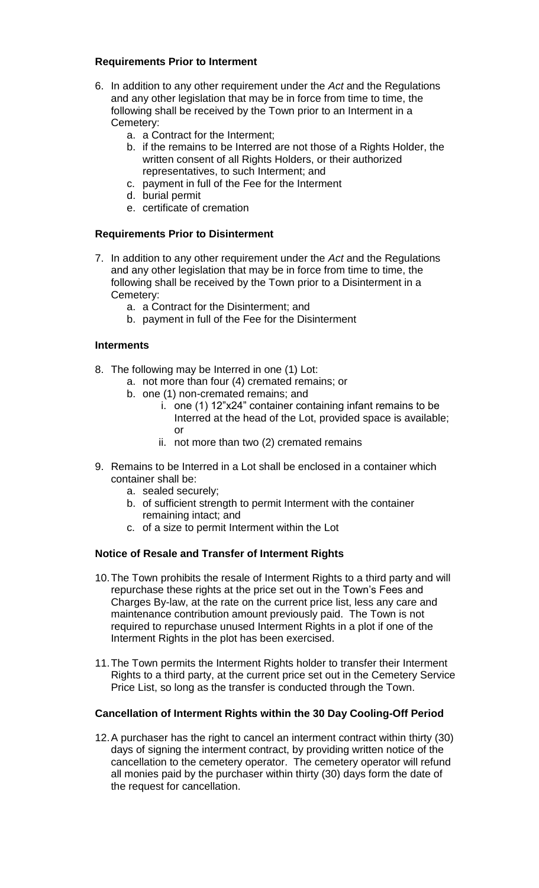**Requirements Prior to Interment**

6. In addition to any other requirement under the *Act* and the Regulations and any other legislation that may be in force from time to time, the following shall be received by the Town prior to an Interment in a Cemetery:
   a. a Contract for the Interment;
   b. if the remains to be Interred are not those of a Rights Holder, the written consent of all Rights Holders, or their authorized representatives, to such Interment; and
   c. payment in full of the Fee for the Interment
   d. burial permit
   e. certificate of cremation

**Requirements Prior to Disinterment**

7. In addition to any other requirement under the *Act* and the Regulations and any other legislation that may be in force from time to time, the following shall be received by the Town prior to a Disinterment in a Cemetery:
   a. a Contract for the Disinterment; and
   b. payment in full of the Fee for the Disinterment

**Interments**

8. The following may be Interred in one (1) Lot:
   a. not more than four (4) cremated remains; or
   b. one (1) non-cremated remains; and
      i. one (1) 12"x24" container containing infant remains to be Interred at the head of the Lot, provided space is available; or
      ii. not more than two (2) cremated remains

9. Remains to be Interred in a Lot shall be enclosed in a container which container shall be:
   a. sealed securely;
   b. of sufficient strength to permit Interment with the container remaining intact; and
   c. of a size to permit Interment within the Lot

**Notice of Resale and Transfer of Interment Rights**

10. The Town prohibits the resale of Interment Rights to a third party and will repurchase these rights at the price set out in the Town's Fees and Charges By-law, at the rate on the current price list, less any care and maintenance contribution amount previously paid. The Town is not required to repurchase unused Interment Rights in a plot if one of the Interment Rights in the plot has been exercised.

11. The Town permits the Interment Rights holder to transfer their Interment Rights to a third party, at the current price set out in the Cemetery Service Price List, so long as the transfer is conducted through the Town.

**Cancellation of Interment Rights within the 30 Day Cooling-Off Period**

12. A purchaser has the right to cancel an interment contract within thirty (30) days of signing the interment contract, by providing written notice of the cancellation to the cemetery operator. The cemetery operator will refund all monies paid by the purchaser within thirty (30) days form the date of the request for cancellation.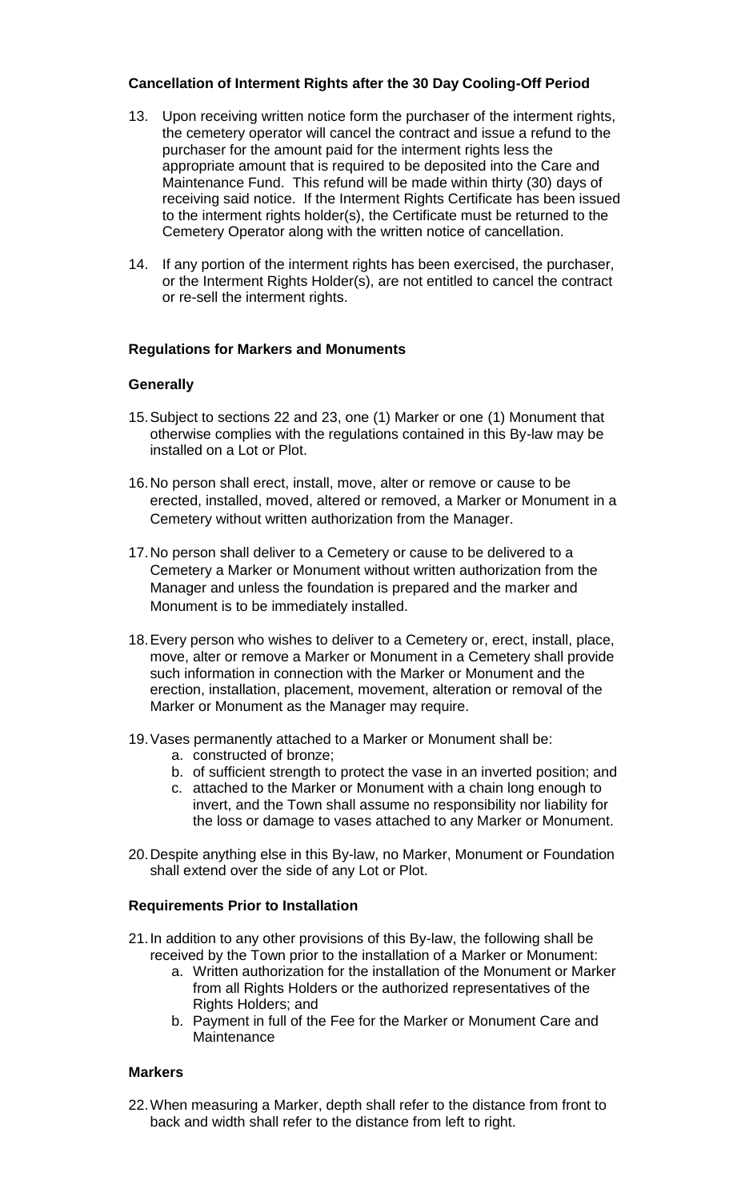**Cancellation of Interment Rights after the 30 Day Cooling-Off Period**

13. Upon receiving written notice form the purchaser of the interment rights, the cemetery operator will cancel the contract and issue a refund to the purchaser for the amount paid for the interment rights less the appropriate amount that is required to be deposited into the Care and Maintenance Fund. This refund will be made within thirty (30) days of receiving said notice. If the Interment Rights Certificate has been issued to the interment rights holder(s), the Certificate must be returned to the Cemetery Operator along with the written notice of cancellation.

14. If any portion of the interment rights has been exercised, the purchaser, or the Interment Rights Holder(s), are not entitled to cancel the contract or re-sell the interment rights.

**Regulations for Markers and Monuments**

**Generally**

15. Subject to sections 22 and 23, one (1) Marker or one (1) Monument that otherwise complies with the regulations contained in this By-law may be installed on a Lot or Plot.

16. No person shall erect, install, move, alter or remove or cause to be erected, installed, moved, altered or removed, a Marker or Monument in a Cemetery without written authorization from the Manager.

17. No person shall deliver to a Cemetery or cause to be delivered to a Cemetery a Marker or Monument without written authorization from the Manager and unless the foundation is prepared and the marker and Monument is to be immediately installed.

18. Every person who wishes to deliver to a Cemetery or, erect, install, place, move, alter or remove a Marker or Monument in a Cemetery shall provide such information in connection with the Marker or Monument and the erection, installation, placement, movement, alteration or removal of the Marker or Monument as the Manager may require.

19. Vases permanently attached to a Marker or Monument shall be:
    a. constructed of bronze;
    b. of sufficient strength to protect the vase in an inverted position; and
    c. attached to the Marker or Monument with a chain long enough to invert, and the Town shall assume no responsibility nor liability for the loss or damage to vases attached to any Marker or Monument.

20. Despite anything else in this By-law, no Marker, Monument or Foundation shall extend over the side of any Lot or Plot.

**Requirements Prior to Installation**

21. In addition to any other provisions of this By-law, the following shall be received by the Town prior to the installation of a Marker or Monument:
    a. Written authorization for the installation of the Monument or Marker from all Rights Holders or the authorized representatives of the Rights Holders; and
    b. Payment in full of the Fee for the Marker or Monument Care and Maintenance

**Markers**

22. When measuring a Marker, depth shall refer to the distance from front to back and width shall refer to the distance from left to right.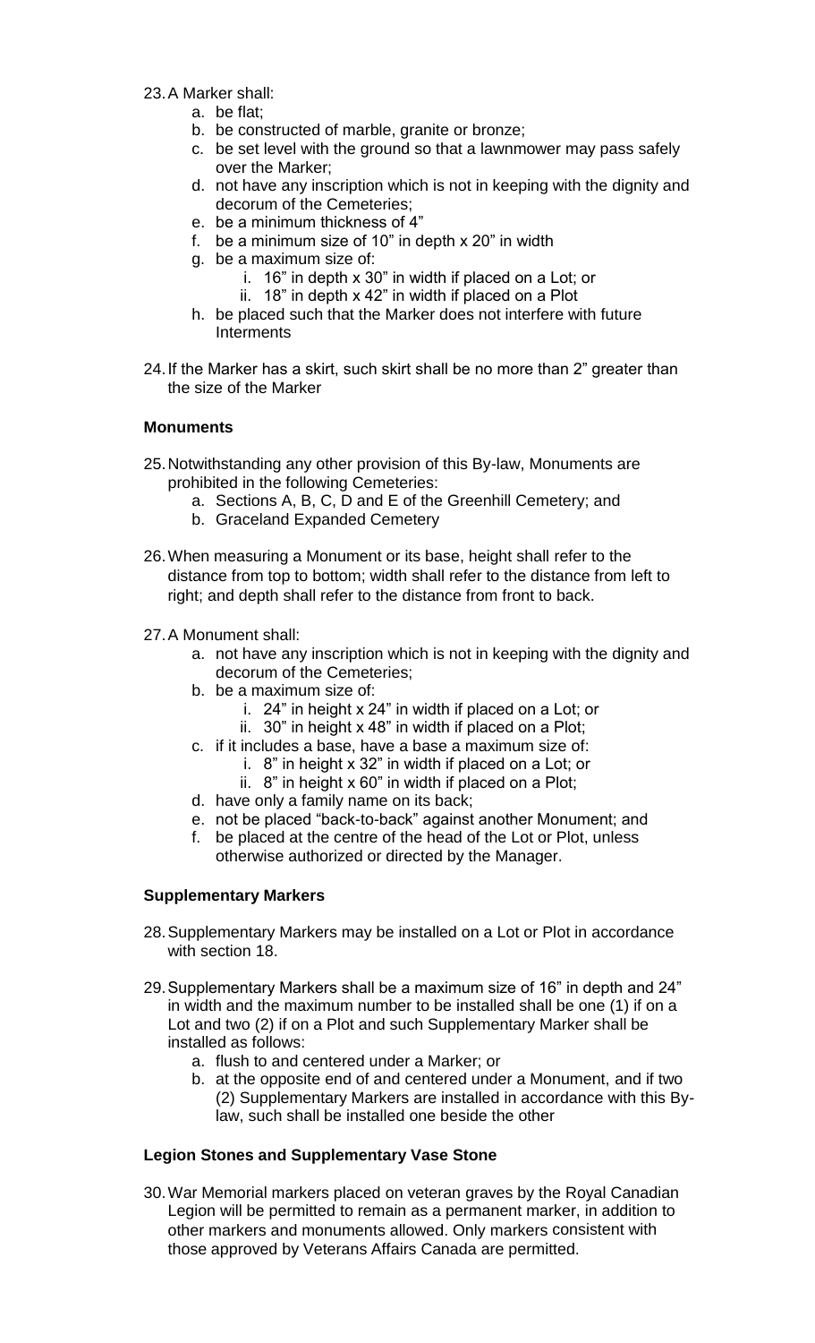23. A Marker shall:
    a. be flat;
    b. be constructed of marble, granite or bronze;
    c. be set level with the ground so that a lawnmower may pass safely over the Marker;
    d. not have any inscription which is not in keeping with the dignity and decorum of the Cemeteries;
    e. be a minimum thickness of 4"
    f. be a minimum size of 10" in depth x 20" in width
    g. be a maximum size of:
        i. 16" in depth x 30" in width if placed on a Lot; or
        ii. 18" in depth x 42" in width if placed on a Plot
    h. be placed such that the Marker does not interfere with future Interments

24. If the Marker has a skirt, such skirt shall be no more than 2" greater than the size of the Marker

**Monuments**

25. Notwithstanding any other provision of this By-law, Monuments are prohibited in the following Cemeteries:
    a. Sections A, B, C, D and E of the Greenhill Cemetery; and
    b. Graceland Expanded Cemetery

26. When measuring a Monument or its base, height shall refer to the distance from top to bottom; width shall refer to the distance from left to right; and depth shall refer to the distance from front to back.

27. A Monument shall:
    a. not have any inscription which is not in keeping with the dignity and decorum of the Cemeteries;
    b. be a maximum size of:
        i. 24" in height x 24" in width if placed on a Lot; or
        ii. 30" in height x 48" in width if placed on a Plot;
    c. if it includes a base, have a base a maximum size of:
        i. 8" in height x 32" in width if placed on a Lot; or
        ii. 8" in height x 60" in width if placed on a Plot;
    d. have only a family name on its back;
    e. not be placed "back-to-back" against another Monument; and
    f. be placed at the centre of the head of the Lot or Plot, unless otherwise authorized or directed by the Manager.

**Supplementary Markers**

28. Supplementary Markers may be installed on a Lot or Plot in accordance with section 18.

29. Supplementary Markers shall be a maximum size of 16" in depth and 24" in width and the maximum number to be installed shall be one (1) if on a Lot and two (2) if on a Plot and such Supplementary Marker shall be installed as follows:
    a. flush to and centered under a Marker; or
    b. at the opposite end of and centered under a Monument, and if two (2) Supplementary Markers are installed in accordance with this By-law, such shall be installed one beside the other

**Legion Stones and Supplementary Vase Stone**

30. War Memorial markers placed on veteran graves by the Royal Canadian Legion will be permitted to remain as a permanent marker, in addition to other markers and monuments allowed. Only markers consistent with those approved by Veterans Affairs Canada are permitted.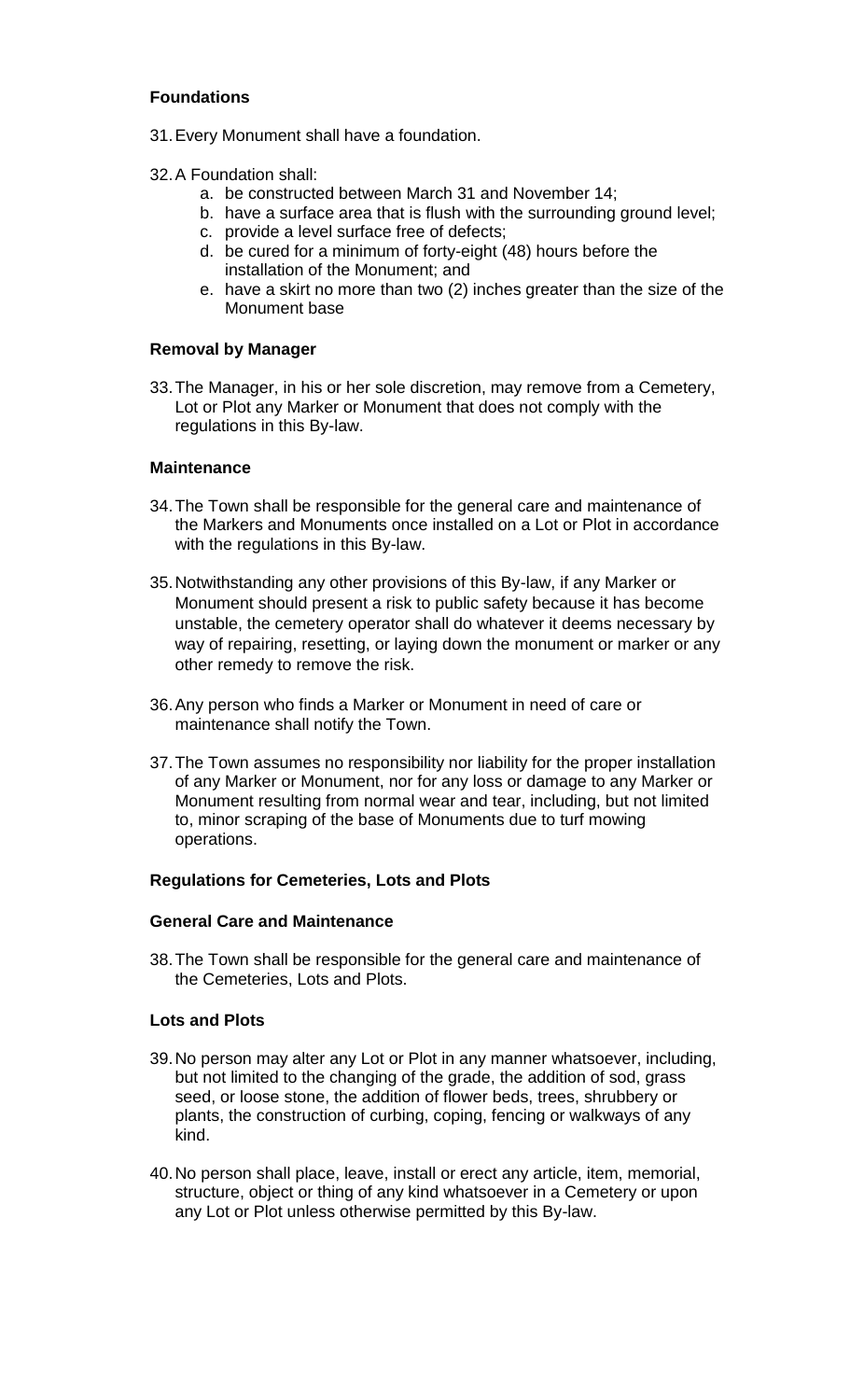**Foundations**

31. Every Monument shall have a foundation.

32. A Foundation shall:
    a. be constructed between March 31 and November 14;
    b. have a surface area that is flush with the surrounding ground level;
    c. provide a level surface free of defects;
    d. be cured for a minimum of forty-eight (48) hours before the installation of the Monument; and
    e. have a skirt no more than two (2) inches greater than the size of the Monument base

**Removal by Manager**

33. The Manager, in his or her sole discretion, may remove from a Cemetery, Lot or Plot any Marker or Monument that does not comply with the regulations in this By-law.

**Maintenance**

34. The Town shall be responsible for the general care and maintenance of the Markers and Monuments once installed on a Lot or Plot in accordance with the regulations in this By-law.

35. Notwithstanding any other provisions of this By-law, if any Marker or Monument should present a risk to public safety because it has become unstable, the cemetery operator shall do whatever it deems necessary by way of repairing, resetting, or laying down the monument or marker or any other remedy to remove the risk.

36. Any person who finds a Marker or Monument in need of care or maintenance shall notify the Town.

37. The Town assumes no responsibility nor liability for the proper installation of any Marker or Monument, nor for any loss or damage to any Marker or Monument resulting from normal wear and tear, including, but not limited to, minor scraping of the base of Monuments due to turf mowing operations.

**Regulations for Cemeteries, Lots and Plots**

**General Care and Maintenance**

38. The Town shall be responsible for the general care and maintenance of the Cemeteries, Lots and Plots.

**Lots and Plots**

39. No person may alter any Lot or Plot in any manner whatsoever, including, but not limited to the changing of the grade, the addition of sod, grass seed, or loose stone, the addition of flower beds, trees, shrubbery or plants, the construction of curbing, coping, fencing or walkways of any kind.

40. No person shall place, leave, install or erect any article, item, memorial, structure, object or thing of any kind whatsoever in a Cemetery or upon any Lot or Plot unless otherwise permitted by this By-law.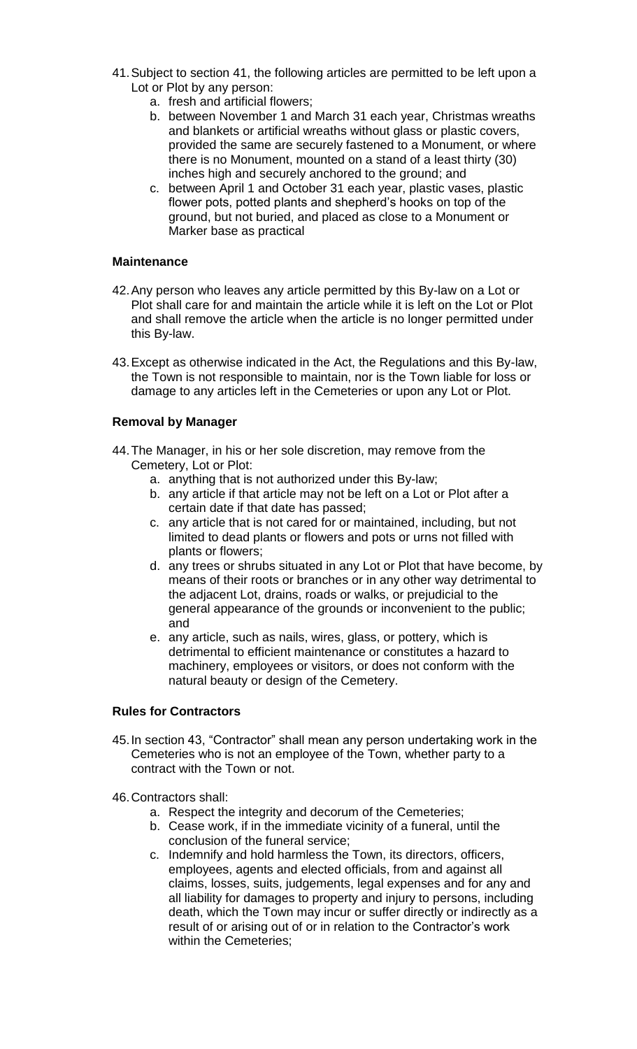41. Subject to section 41, the following articles are permitted to be left upon a Lot or Plot by any person:
    a. fresh and artificial flowers;
    b. between November 1 and March 31 each year, Christmas wreaths and blankets or artificial wreaths without glass or plastic covers, provided the same are securely fastened to a Monument, or where there is no Monument, mounted on a stand of a least thirty (30) inches high and securely anchored to the ground; and
    c. between April 1 and October 31 each year, plastic vases, plastic flower pots, potted plants and shepherd's hooks on top of the ground, but not buried, and placed as close to a Monument or Marker base as practical

**Maintenance**

42. Any person who leaves any article permitted by this By-law on a Lot or Plot shall care for and maintain the article while it is left on the Lot or Plot and shall remove the article when the article is no longer permitted under this By-law.

43. Except as otherwise indicated in the Act, the Regulations and this By-law, the Town is not responsible to maintain, nor is the Town liable for loss or damage to any articles left in the Cemeteries or upon any Lot or Plot.

**Removal by Manager**

44. The Manager, in his or her sole discretion, may remove from the Cemetery, Lot or Plot:
    a. anything that is not authorized under this By-law;
    b. any article if that article may not be left on a Lot or Plot after a certain date if that date has passed;
    c. any article that is not cared for or maintained, including, but not limited to dead plants or flowers and pots or urns not filled with plants or flowers;
    d. any trees or shrubs situated in any Lot or Plot that have become, by means of their roots or branches or in any other way detrimental to the adjacent Lot, drains, roads or walks, or prejudicial to the general appearance of the grounds or inconvenient to the public; and
    e. any article, such as nails, wires, glass, or pottery, which is detrimental to efficient maintenance or constitutes a hazard to machinery, employees or visitors, or does not conform with the natural beauty or design of the Cemetery.

**Rules for Contractors**

45. In section 43, "Contractor" shall mean any person undertaking work in the Cemeteries who is not an employee of the Town, whether party to a contract with the Town or not.

46. Contractors shall:
    a. Respect the integrity and decorum of the Cemeteries;
    b. Cease work, if in the immediate vicinity of a funeral, until the conclusion of the funeral service;
    c. Indemnify and hold harmless the Town, its directors, officers, employees, agents and elected officials, from and against all claims, losses, suits, judgements, legal expenses and for any and all liability for damages to property and injury to persons, including death, which the Town may incur or suffer directly or indirectly as a result of or arising out of or in relation to the Contractor's work within the Cemeteries;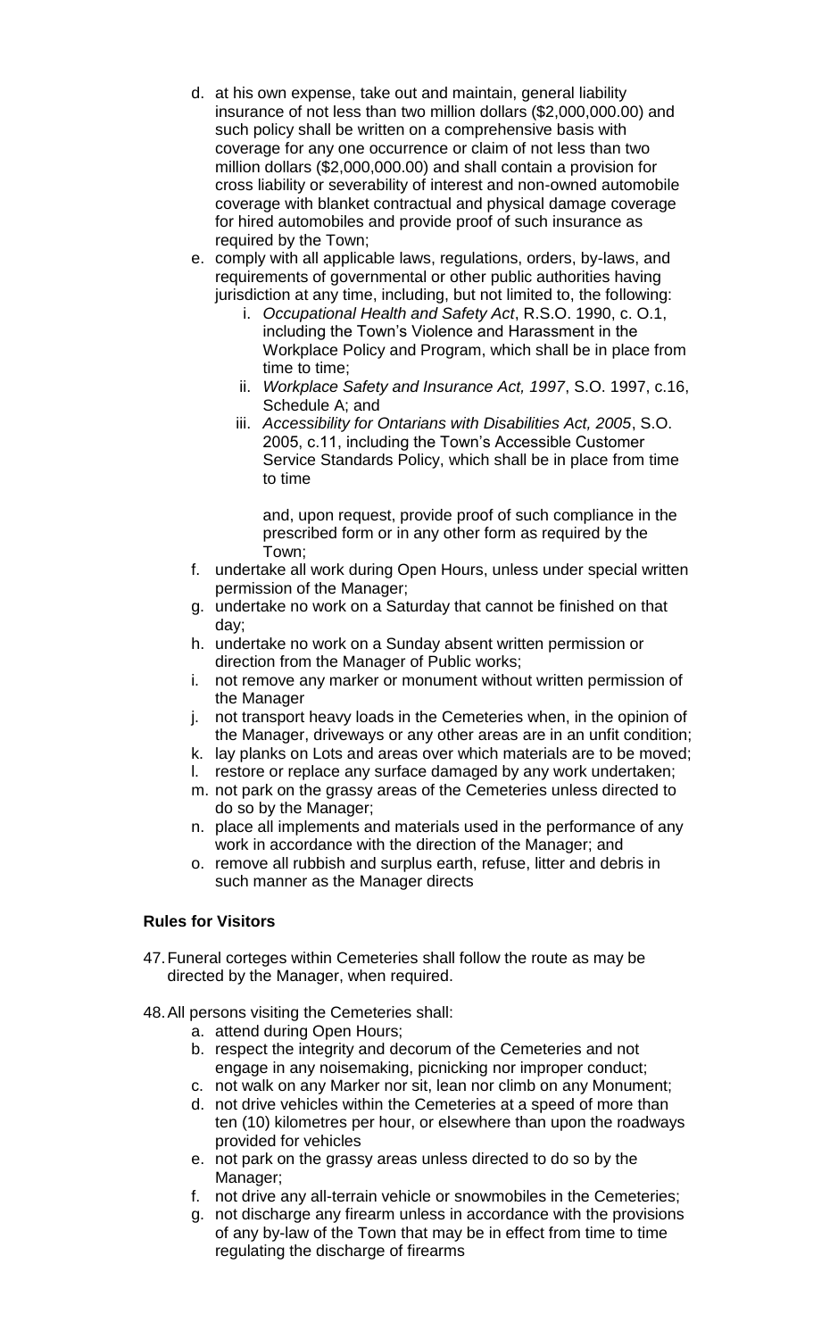d. at his own expense, take out and maintain, general liability insurance of not less than two million dollars ($2,000,000.00) and such policy shall be written on a comprehensive basis with coverage for any one occurrence or claim of not less than two million dollars ($2,000,000.00) and shall contain a provision for cross liability or severability of interest and non-owned automobile coverage with blanket contractual and physical damage coverage for hired automobiles and provide proof of such insurance as required by the Town;

e. comply with all applicable laws, regulations, orders, by-laws, and requirements of governmental or other public authorities having jurisdiction at any time, including, but not limited to, the following:
   i. *Occupational Health and Safety Act*, R.S.O. 1990, c. O.1, including the Town's Violence and Harassment in the Workplace Policy and Program, which shall be in place from time to time;
   ii. *Workplace Safety and Insurance Act, 1997*, S.O. 1997, c.16, Schedule A; and
   iii. *Accessibility for Ontarians with Disabilities Act, 2005*, S.O. 2005, c.11, including the Town's Accessible Customer Service Standards Policy, which shall be in place from time to time

   and, upon request, provide proof of such compliance in the prescribed form or in any other form as required by the Town;

f. undertake all work during Open Hours, unless under special written permission of the Manager;

g. undertake no work on a Saturday that cannot be finished on that day;

h. undertake no work on a Sunday absent written permission or direction from the Manager of Public works;

i. not remove any marker or monument without written permission of the Manager

j. not transport heavy loads in the Cemeteries when, in the opinion of the Manager, driveways or any other areas are in an unfit condition;

k. lay planks on Lots and areas over which materials are to be moved;

l. restore or replace any surface damaged by any work undertaken;

m. not park on the grassy areas of the Cemeteries unless directed to do so by the Manager;

n. place all implements and materials used in the performance of any work in accordance with the direction of the Manager; and

o. remove all rubbish and surplus earth, refuse, litter and debris in such manner as the Manager directs

**Rules for Visitors**

47. Funeral corteges within Cemeteries shall follow the route as may be directed by the Manager, when required.

48. All persons visiting the Cemeteries shall:
   a. attend during Open Hours;
   b. respect the integrity and decorum of the Cemeteries and not engage in any noisemaking, picnicking nor improper conduct;
   c. not walk on any Marker nor sit, lean nor climb on any Monument;
   d. not drive vehicles within the Cemeteries at a speed of more than ten (10) kilometres per hour, or elsewhere than upon the roadways provided for vehicles
   e. not park on the grassy areas unless directed to do so by the Manager;
   f. not drive any all-terrain vehicle or snowmobiles in the Cemeteries;
   g. not discharge any firearm unless in accordance with the provisions of any by-law of the Town that may be in effect from time to time regulating the discharge of firearms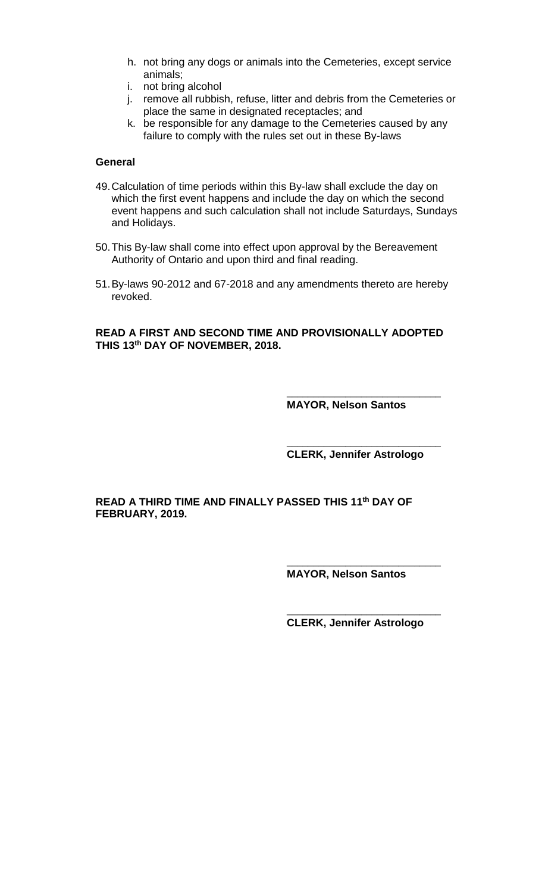h. not bring any dogs or animals into the Cemeteries, except service animals;
i. not bring alcohol
j. remove all rubbish, refuse, litter and debris from the Cemeteries or place the same in designated receptacles; and
k. be responsible for any damage to the Cemeteries caused by any failure to comply with the rules set out in these By-laws

**General**

49. Calculation of time periods within this By-law shall exclude the day on which the first event happens and include the day on which the second event happens and such calculation shall not include Saturdays, Sundays and Holidays.

50. This By-law shall come into effect upon approval by the Bereavement Authority of Ontario and upon third and final reading.

51. By-laws 90-2012 and 67-2018 and any amendments thereto are hereby revoked.

**READ A FIRST AND SECOND TIME AND PROVISIONALLY ADOPTED THIS 13th DAY OF NOVEMBER, 2018.**

\_\_\_\_\_\_\_\_\_\_\_\_\_\_\_\_\_\_\_\_\_\_\_\_\_
**MAYOR, Nelson Santos**

\_\_\_\_\_\_\_\_\_\_\_\_\_\_\_\_\_\_\_\_\_\_\_\_\_
**CLERK, Jennifer Astrologo**

**READ A THIRD TIME AND FINALLY PASSED THIS 11th DAY OF FEBRUARY, 2019.**

\_\_\_\_\_\_\_\_\_\_\_\_\_\_\_\_\_\_\_\_\_\_\_\_\_
**MAYOR, Nelson Santos**

\_\_\_\_\_\_\_\_\_\_\_\_\_\_\_\_\_\_\_\_\_\_\_\_\_
**CLERK, Jennifer Astrologo**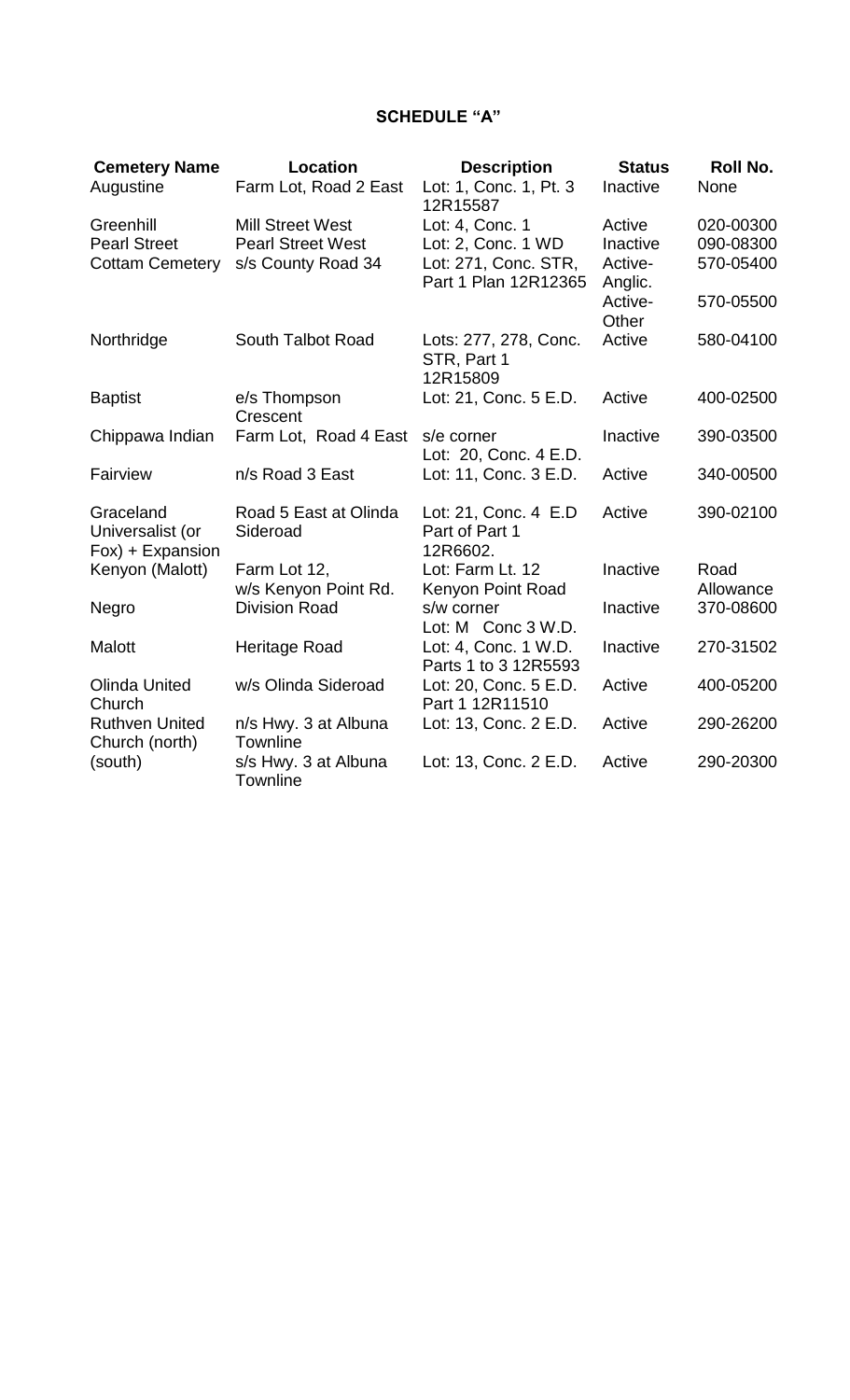# SCHEDULE "A"

| Cemetery Name | Location | Description | Status | Roll No. |
|---|---|---|---|---|
| Augustine | Farm Lot, Road 2 East | Lot: 1, Conc. 1, Pt. 3 12R15587 | Inactive | None |
| Greenhill | Mill Street West | Lot: 4, Conc. 1 | Active | 020-00300 |
| Pearl Street | Pearl Street West | Lot: 2, Conc. 1 WD | Inactive | 090-08300 |
| Cottam Cemetery | s/s County Road 34 | Lot: 271, Conc. STR, Part 1 Plan 12R12365 | Active-Anglic. | 570-05400 |
| | | | Active-Other | 570-05500 |
| Northridge | South Talbot Road | Lots: 277, 278, Conc. STR, Part 1 12R15809 | Active | 580-04100 |
| Baptist | e/s Thompson Crescent | Lot: 21, Conc. 5 E.D. | Active | 400-02500 |
| Chippawa Indian | Farm Lot, Road 4 East | s/e corner Lot: 20, Conc. 4 E.D. | Inactive | 390-03500 |
| Fairview | n/s Road 3 East | Lot: 11, Conc. 3 E.D. | Active | 340-00500 |
| Graceland Universalist (or Fox) + Expansion | Road 5 East at Olinda Sideroad | Lot: 21, Conc. 4 E.D Part of Part 1 12R6602. | Active | 390-02100 |
| Kenyon (Malott) | Farm Lot 12, w/s Kenyon Point Rd. | Lot: Farm Lt. 12 Kenyon Point Road | Inactive | Road Allowance |
| Negro | Division Road | s/w corner Lot: M Conc 3 W.D. | Inactive | 370-08600 |
| Malott | Heritage Road | Lot: 4, Conc. 1 W.D. Parts 1 to 3 12R5593 | Inactive | 270-31502 |
| Olinda United Church | w/s Olinda Sideroad | Lot: 20, Conc. 5 E.D. Part 1 12R11510 | Active | 400-05200 |
| Ruthven United Church (north) | n/s Hwy. 3 at Albuna Townline | Lot: 13, Conc. 2 E.D. | Active | 290-26200 |
| (south) | s/s Hwy. 3 at Albuna Townline | Lot: 13, Conc. 2 E.D. | Active | 290-20300 |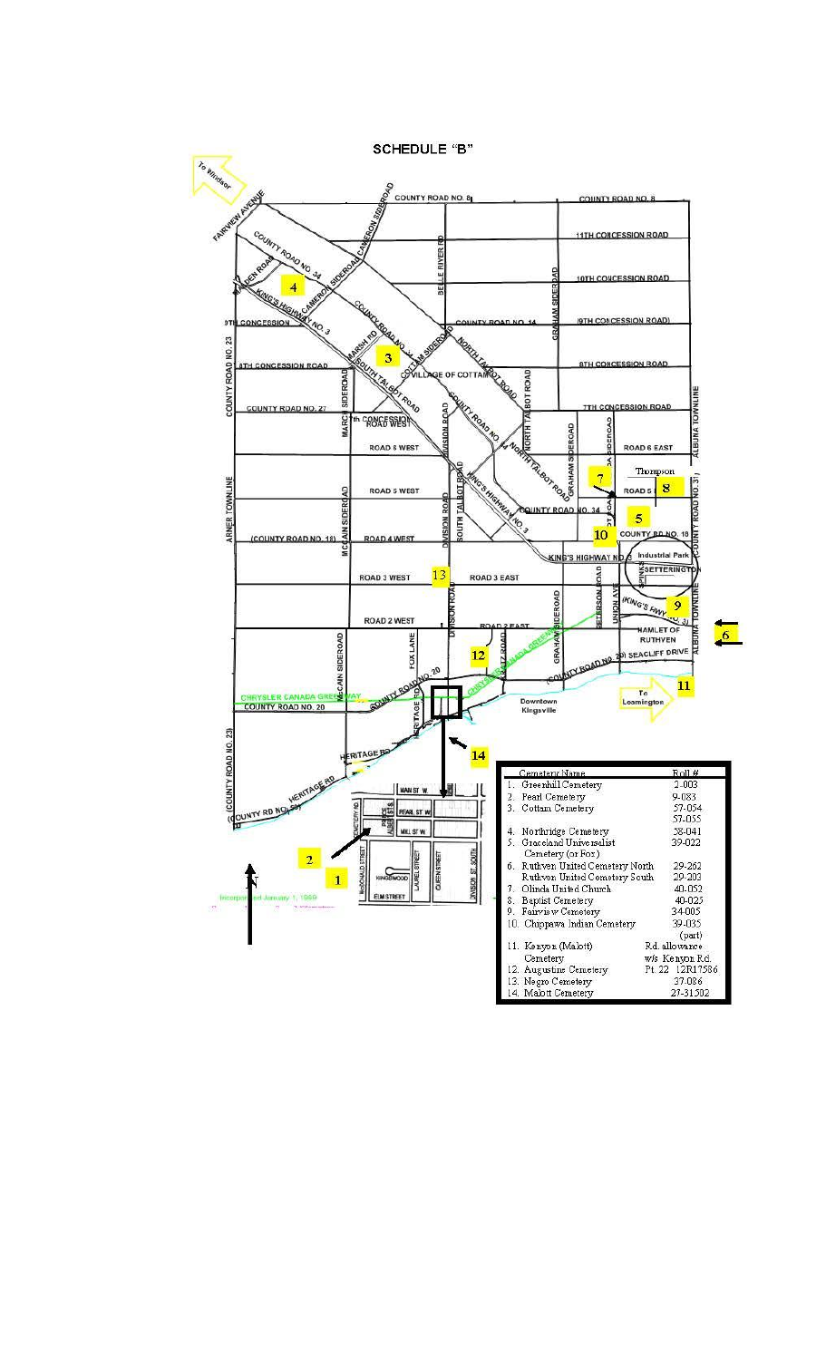# SCHEDULE "B"

| Cemetery Name | Roll # |
|---|---|
| 1. Greenhill Cemetery | 2-003 |
| 2. Pearl Cemetery | 9-083 |
| 3. Cottam Cemetery | 57-054 57-055 |
| 4. Northridge Cemetery | 58-041 |
| 5. Graceland Universalist Cemetery (or Fox) | 39-022 |
| 6. Ruthven United Cemetery North | 29-262 |
| Ruthven United Cemetery South | 29-203 |
| 7. Olinda United Church | 40-052 |
| 8. Baptist Cemetery | 40-025 |
| 9. Fairview Cemetery | 34-005 |
| 10. Chippawa Indian Cemetery | 39-035 (part) |
| 11. Kenyon (Malott) Cemetery | Rd. allowance w/s Kenyon Rd. |
| 12. Augustine Cemetery | Pt. 22 12R17586 |
| 13. Negro Cemetery | 37-086 |
| 14. Malott Cemetery | 27-31502 |